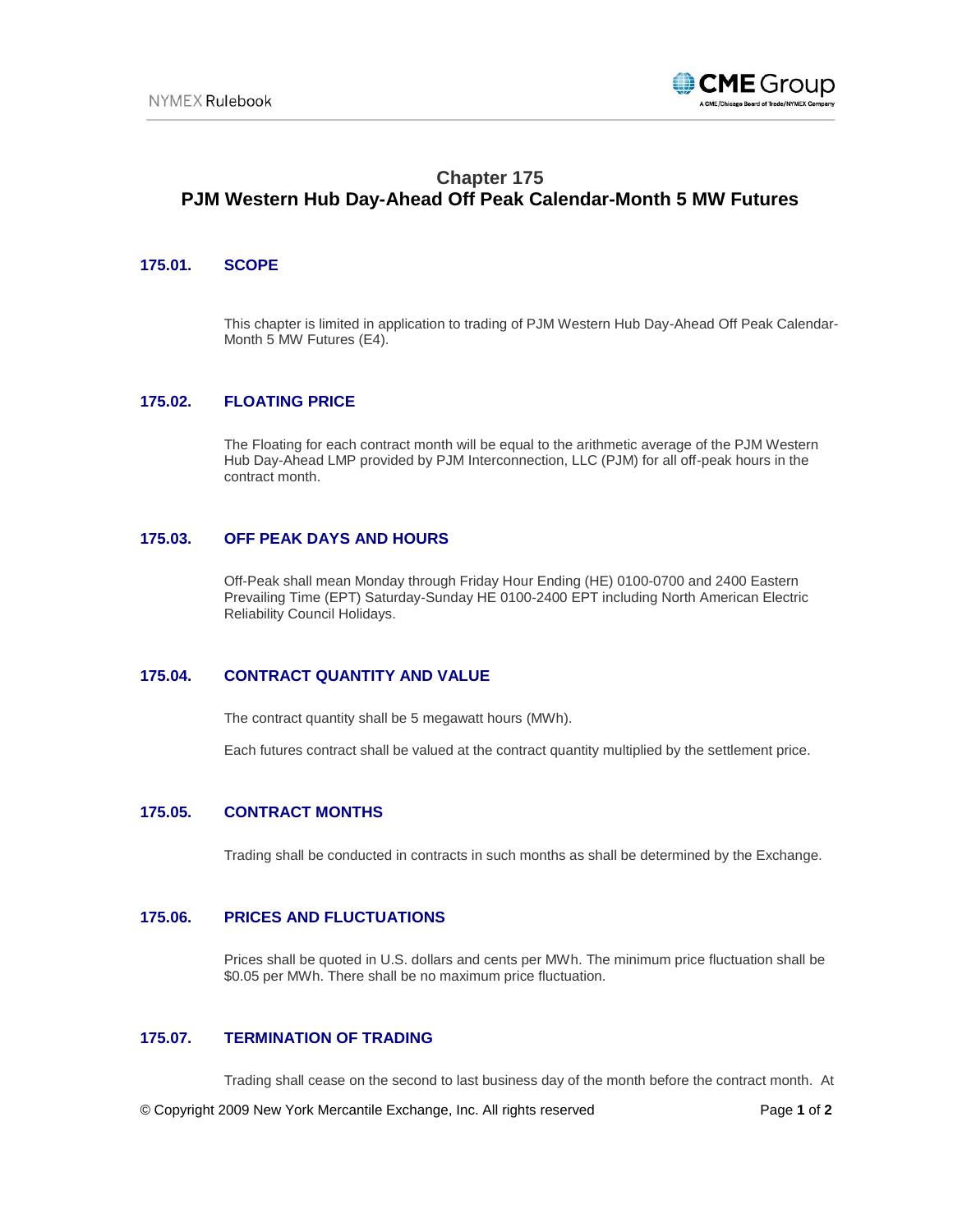# Chapter 175
# PJM Western Hub Day-Ahead Off Peak Calendar-Month 5 MW Futures

## 175.01. SCOPE

This chapter is limited in application to trading of PJM Western Hub Day-Ahead Off Peak Calendar-Month 5 MW Futures (E4).

## 175.02. FLOATING PRICE

The Floating for each contract month will be equal to the arithmetic average of the PJM Western Hub Day-Ahead LMP provided by PJM Interconnection, LLC (PJM) for all off-peak hours in the contract month.

## 175.03. OFF PEAK DAYS AND HOURS

Off-Peak shall mean Monday through Friday Hour Ending (HE) 0100-0700 and 2400 Eastern Prevailing Time (EPT) Saturday-Sunday HE 0100-2400 EPT including North American Electric Reliability Council Holidays.

## 175.04. CONTRACT QUANTITY AND VALUE

The contract quantity shall be 5 megawatt hours (MWh).

Each futures contract shall be valued at the contract quantity multiplied by the settlement price.

## 175.05. CONTRACT MONTHS

Trading shall be conducted in contracts in such months as shall be determined by the Exchange.

## 175.06. PRICES AND FLUCTUATIONS

Prices shall be quoted in U.S. dollars and cents per MWh. The minimum price fluctuation shall be $0.05 per MWh. There shall be no maximum price fluctuation.

## 175.07. TERMINATION OF TRADING

Trading shall cease on the second to last business day of the month before the contract month. At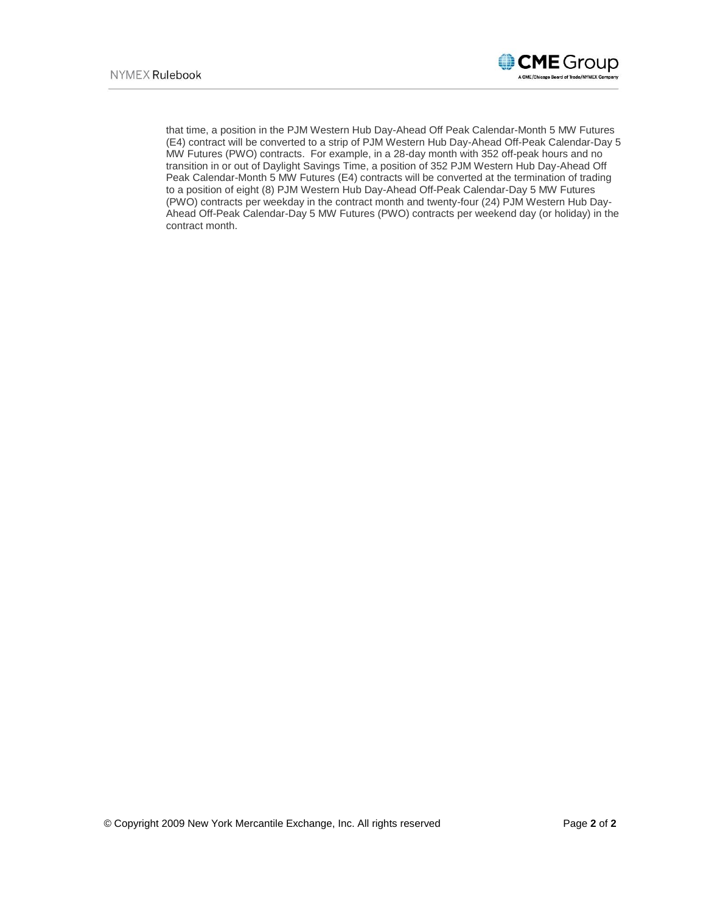that time, a position in the PJM Western Hub Day-Ahead Off Peak Calendar-Month 5 MW Futures (E4) contract will be converted to a strip of PJM Western Hub Day-Ahead Off-Peak Calendar-Day 5 MW Futures (PWO) contracts. For example, in a 28-day month with 352 off-peak hours and no transition in or out of Daylight Savings Time, a position of 352 PJM Western Hub Day-Ahead Off Peak Calendar-Month 5 MW Futures (E4) contracts will be converted at the termination of trading to a position of eight (8) PJM Western Hub Day-Ahead Off-Peak Calendar-Day 5 MW Futures (PWO) contracts per weekday in the contract month and twenty-four (24) PJM Western Hub Day-Ahead Off-Peak Calendar-Day 5 MW Futures (PWO) contracts per weekend day (or holiday) in the contract month.